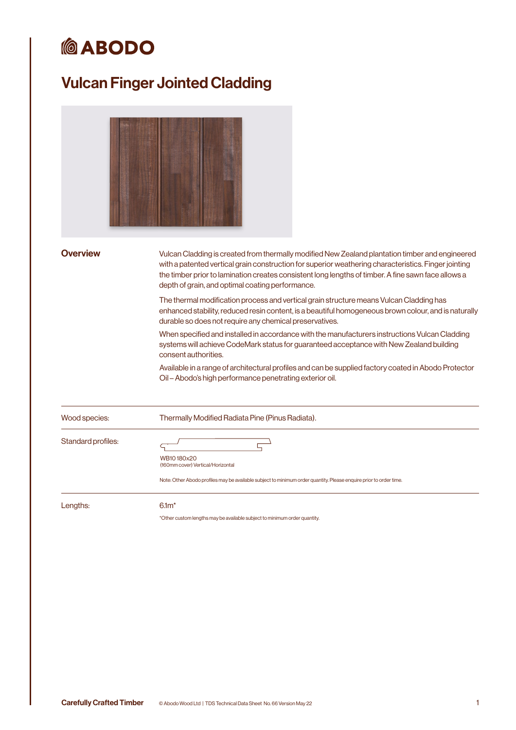# ABODO

# Vulcan Finger Jointed Cladding

## Overview

Vulcan Cladding is created from thermally modified New Zealand plantation timber and engineered with a patented vertical grain construction for superior weathering characteristics. Finger jointing the timber prior to lamination creates consistent long lengths of timber. A fine sawn face allows a depth of grain, and optimal coating performance.

The thermal modification process and vertical grain structure means Vulcan Cladding has enhanced stability, reduced resin content, is a beautiful homogeneous brown colour, and is naturally durable so does not require any chemical preservatives.

When specified and installed in accordance with the manufacturers instructions Vulcan Cladding systems will achieve CodeMark status for guaranteed acceptance with New Zealand building consent authorities.

Available in a range of architectural profiles and can be supplied factory coated in Abodo Protector Oil – Abodo's high performance penetrating exterior oil.

| | |
|---|---|
| Wood species: | Thermally Modified Radiata Pine (Pinus Radiata). |
| Standard profiles: | WB10 180x20<br>(160mm cover) Vertical/Horizontal<br><br>Note: Other Abodo profiles may be available subject to minimum order quantity. Please enquire prior to order time. |
| Lengths: | 6.1m*<br><br>*Other custom lengths may be available subject to minimum order quantity. |

**Carefully Crafted Timber** © Abodo Wood Ltd | TDS Technical Data Sheet No. 66 Version May 22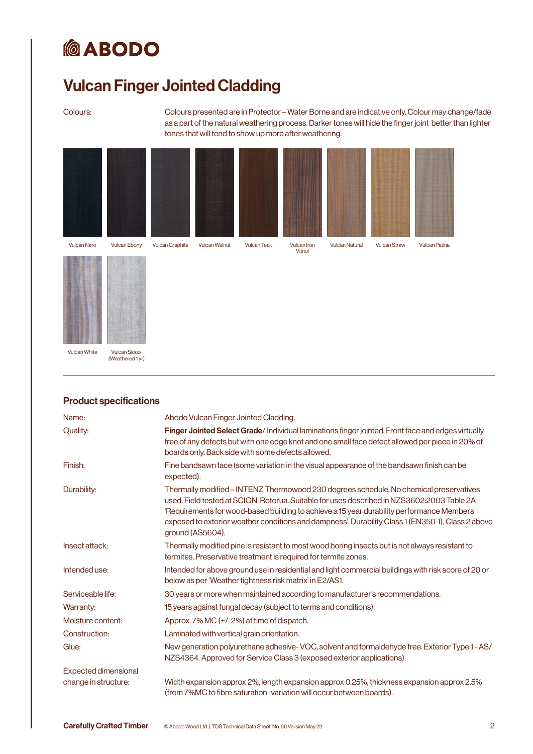# Vulcan Finger Jointed Cladding

Colours: Colours presented are in Protector – Water Borne and are indicative only. Colour may change/fade as a part of the natural weathering process. Darker tones will hide the finger joint better than lighter tones that will tend to show up more after weathering.

Vulcan Nero | Vulcan Ebony | Vulcan Graphite | Vulcan Walnut | Vulcan Teak | Vulcan Iron Vitriol | Vulcan Natural | Vulcan Straw | Vulcan Patina

Vulcan White | Vulcan Sioo:x (Weathered 1 yr)

## Product specifications

| | |
|---|---|
| Name: | Abodo Vulcan Finger Jointed Cladding. |
| Quality: | **Finger Jointed Select Grade**/ Individual laminations finger jointed. Front face and edges virtually free of any defects but with one edge knot and one small face defect allowed per piece in 20% of boards only. Back side with some defects allowed. |
| Finish: | Fine bandsawn face (some variation in the visual appearance of the bandsawn finish can be expected). |
| Durability: | Thermally modified – INTENZ Thermowood 230 degrees schedule. No chemical preservatives used. Field tested at SCION, Rotorua. Suitable for uses described in NZS3602:2003 Table 2A 'Requirements for wood-based building to achieve a 15 year durability performance Members exposed to exterior weather conditions and dampness'. Durability Class 1 (EN350-1), Class 2 above ground (AS5604). |
| Insect attack: | Thermally modified pine is resistant to most wood boring insects but is not always resistant to termites. Preservative treatment is required for termite zones. |
| Intended use: | Intended for above ground use in residential and light commercial buildings with risk score of 20 or below as per 'Weather tightness risk matrix' in E2/AS1. |
| Serviceable life: | 30 years or more when maintained according to manufacturer's recommendations. |
| Warranty: | 15 years against fungal decay (subject to terms and conditions). |
| Moisture content: | Approx. 7% MC (+/-2%) at time of dispatch. |
| Construction: | Laminated with vertical grain orientation. |
| Glue: | New generation polyurethane adhesive- VOC, solvent and formaldehyde free. Exterior Type 1 - AS/NZS4364. Approved for Service Class 3 (exposed exterior applications). |
| Expected dimensional change in structure: | Width expansion approx 2%, length expansion approx 0.25%, thickness expansion approx 2.5% (from 7%MC to fibre saturation -variation will occur between boards). |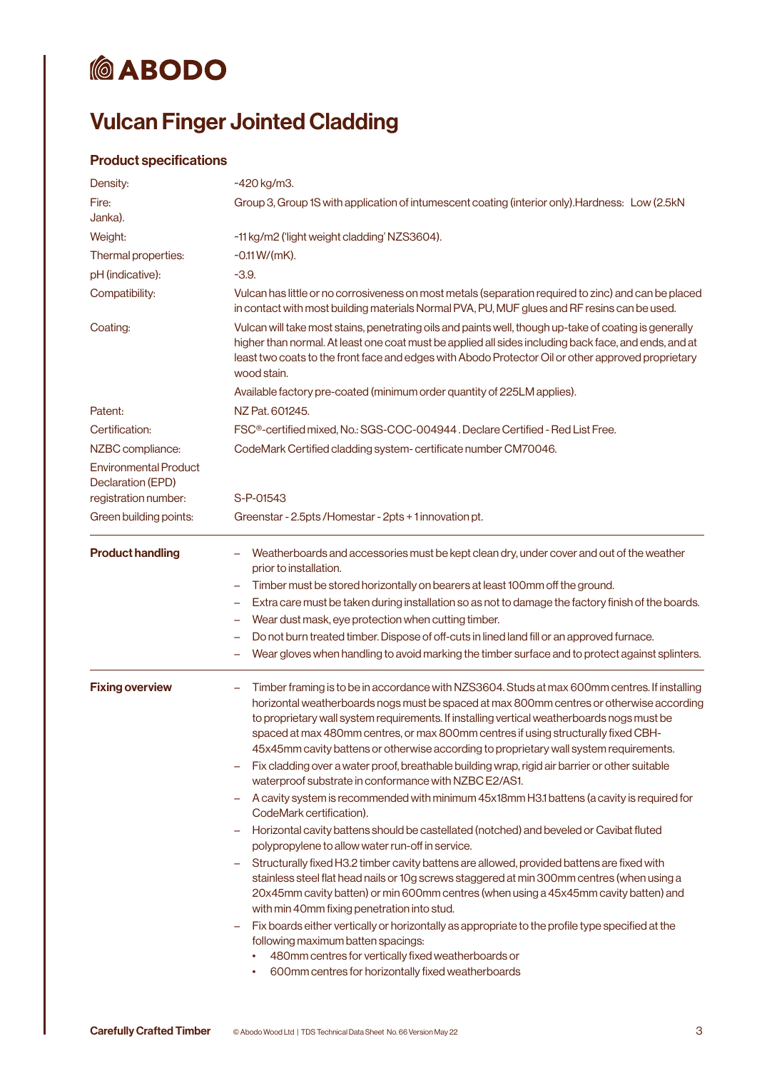# Vulcan Finger Jointed Cladding

## Product specifications

| | |
|---|---|
| Density: | ~420 kg/m3. |
| Fire: Janka). | Group 3, Group 1S with application of intumescent coating (interior only).Hardness: Low (2.5kN |
| Weight: | ~11 kg/m2 ('light weight cladding' NZS3604). |
| Thermal properties: | ~0.11 W/(mK). |
| pH (indicative): | ~3.9. |
| Compatibility: | Vulcan has little or no corrosiveness on most metals (separation required to zinc) and can be placed in contact with most building materials Normal PVA, PU, MUF glues and RF resins can be used. |
| Coating: | Vulcan will take most stains, penetrating oils and paints well, though up-take of coating is generally higher than normal. At least one coat must be applied all sides including back face, and ends, and at least two coats to the front face and edges with Abodo Protector Oil or other approved proprietary wood stain. |
| | Available factory pre-coated (minimum order quantity of 225LM applies). |
| Patent: | NZ Pat. 601245. |
| Certification: | FSC®-certified mixed, No.: SGS-COC-004944 . Declare Certified - Red List Free. |
| NZBC compliance: | CodeMark Certified cladding system- certificate number CM70046. |
| Environmental Product Declaration (EPD) registration number: | S-P-01543 |
| Green building points: | Greenstar - 2.5pts /Homestar - 2pts + 1 innovation pt. |

### Product handling

- Weatherboards and accessories must be kept clean dry, under cover and out of the weather prior to installation.
- Timber must be stored horizontally on bearers at least 100mm off the ground.
- Extra care must be taken during installation so as not to damage the factory finish of the boards.
- Wear dust mask, eye protection when cutting timber.
- Do not burn treated timber. Dispose of off-cuts in lined land fill or an approved furnace.
- Wear gloves when handling to avoid marking the timber surface and to protect against splinters.

### Fixing overview

- Timber framing is to be in accordance with NZS3604. Studs at max 600mm centres. If installing horizontal weatherboards nogs must be spaced at max 800mm centres or otherwise according to proprietary wall system requirements. If installing vertical weatherboards nogs must be spaced at max 480mm centres, or max 800mm centres if using structurally fixed CBH-45x45mm cavity battens or otherwise according to proprietary wall system requirements.
- Fix cladding over a water proof, breathable building wrap, rigid air barrier or other suitable waterproof substrate in conformance with NZBC E2/AS1.
- A cavity system is recommended with minimum 45x18mm H3.1 battens (a cavity is required for CodeMark certification).
- Horizontal cavity battens should be castellated (notched) and beveled or Cavibat fluted polypropylene to allow water run-off in service.
- Structurally fixed H3.2 timber cavity battens are allowed, provided battens are fixed with stainless steel flat head nails or 10g screws staggered at min 300mm centres (when using a 20x45mm cavity batten) or min 600mm centres (when using a 45x45mm cavity batten) and with min 40mm fixing penetration into stud.
- Fix boards either vertically or horizontally as appropriate to the profile type specified at the following maximum batten spacings:
  - 480mm centres for vertically fixed weatherboards or
  - 600mm centres for horizontally fixed weatherboards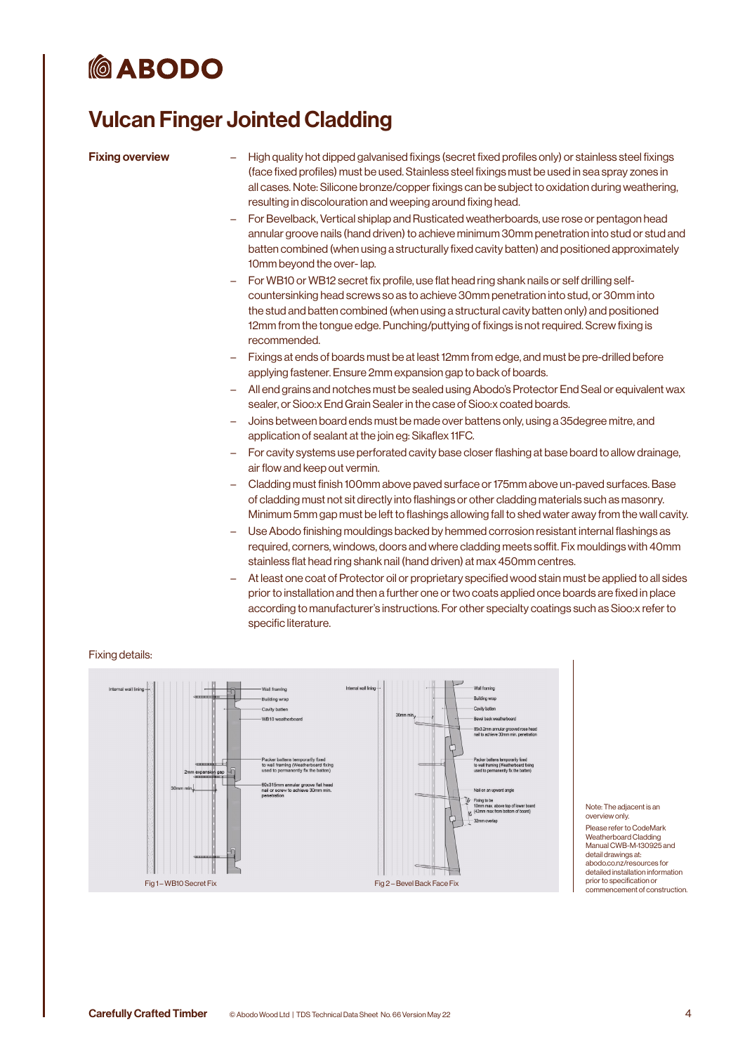# Vulcan Finger Jointed Cladding

**Fixing overview**

- High quality hot dipped galvanised fixings (secret fixed profiles only) or stainless steel fixings (face fixed profiles) must be used. Stainless steel fixings must be used in sea spray zones in all cases. Note: Silicone bronze/copper fixings can be subject to oxidation during weathering, resulting in discolouration and weeping around fixing head.
- For Bevelback, Vertical shiplap and Rusticated weatherboards, use rose or pentagon head annular groove nails (hand driven) to achieve minimum 30mm penetration into stud or stud and batten combined (when using a structurally fixed cavity batten) and positioned approximately 10mm beyond the over- lap.
- For WB10 or WB12 secret fix profile, use flat head ring shank nails or self drilling self-countersinking head screws so as to achieve 30mm penetration into stud, or 30mm into the stud and batten combined (when using a structural cavity batten only) and positioned 12mm from the tongue edge. Punching/puttying of fixings is not required. Screw fixing is recommended.
- Fixings at ends of boards must be at least 12mm from edge, and must be pre-drilled before applying fastener. Ensure 2mm expansion gap to back of boards.
- All end grains and notches must be sealed using Abodo's Protector End Seal or equivalent wax sealer, or Sioo:x End Grain Sealer in the case of Sioo:x coated boards.
- Joins between board ends must be made over battens only, using a 35degree mitre, and application of sealant at the join eg: Sikaflex 11FC.
- For cavity systems use perforated cavity base closer flashing at base board to allow drainage, air flow and keep out vermin.
- Cladding must finish 100mm above paved surface or 175mm above un-paved surfaces. Base of cladding must not sit directly into flashings or other cladding materials such as masonry. Minimum 5mm gap must be left to flashings allowing fall to shed water away from the wall cavity.
- Use Abodo finishing mouldings backed by hemmed corrosion resistant internal flashings as required, corners, windows, doors and where cladding meets soffit. Fix mouldings with 40mm stainless flat head ring shank nail (hand driven) at max 450mm centres.
- At least one coat of Protector oil or proprietary specified wood stain must be applied to all sides prior to installation and then a further one or two coats applied once boards are fixed in place according to manufacturer's instructions. For other specialty coatings such as Sioo:x refer to specific literature.

Fixing details:

Fig 1 – WB10 Secret Fix

Fig 2 – Bevel Back Face Fix

Note: The adjacent is an overview only.

Please refer to CodeMark Weatherboard Cladding Manual CWB-M-130925 and detail drawings at: abodo.co.nz/resources for detailed installation information prior to specification or commencement of construction.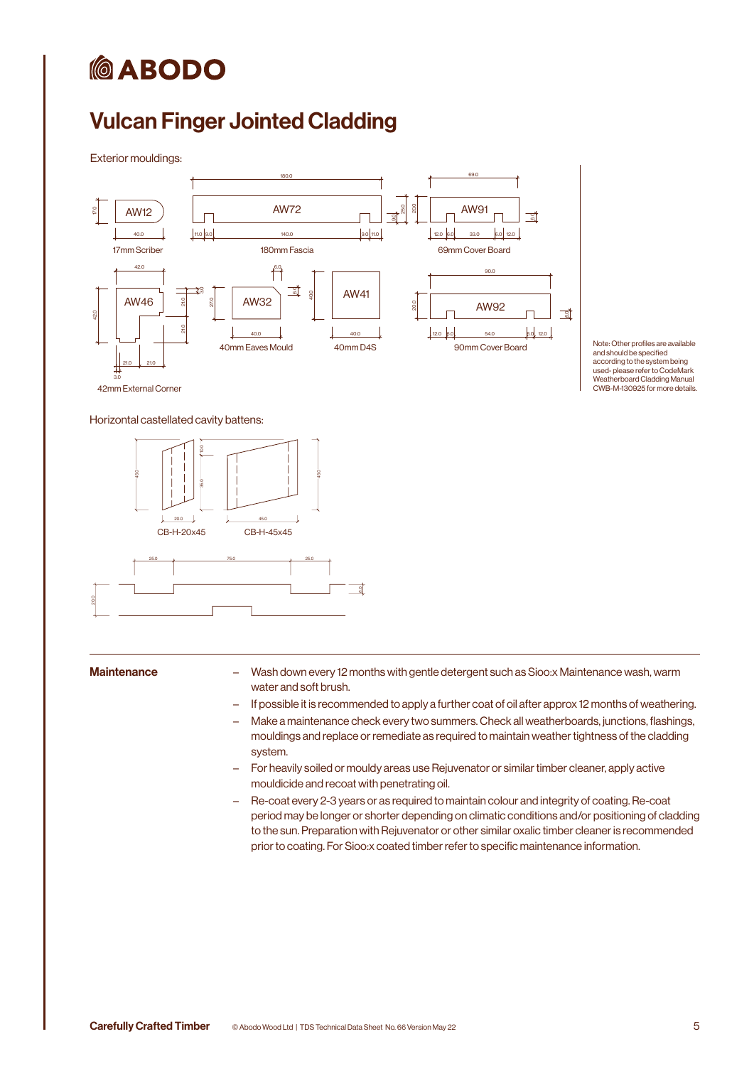# Vulcan Finger Jointed Cladding

Exterior mouldings:

AW12
17mm Scriber

AW72
180mm Fascia

AW91
69mm Cover Board

AW46
42mm External Corner

AW32
40mm Eaves Mould

AW41
40mm D4S

AW92
90mm Cover Board

Note: Other profiles are available and should be specified according to the system being used- please refer to CodeMark Weatherboard Cladding Manual CWB-M-130925 for more details.

Horizontal castellated cavity battens:

CB-H-20x45

CB-H-45x45

## Maintenance

- Wash down every 12 months with gentle detergent such as Sioo:x Maintenance wash, warm water and soft brush.
- If possible it is recommended to apply a further coat of oil after approx 12 months of weathering.
- Make a maintenance check every two summers. Check all weatherboards, junctions, flashings, mouldings and replace or remediate as required to maintain weather tightness of the cladding system.
- For heavily soiled or mouldy areas use Rejuvenator or similar timber cleaner, apply active mouldicide and recoat with penetrating oil.
- Re-coat every 2-3 years or as required to maintain colour and integrity of coating. Re-coat period may be longer or shorter depending on climatic conditions and/or positioning of cladding to the sun. Preparation with Rejuvenator or other similar oxalic timber cleaner is recommended prior to coating. For Sioo:x coated timber refer to specific maintenance information.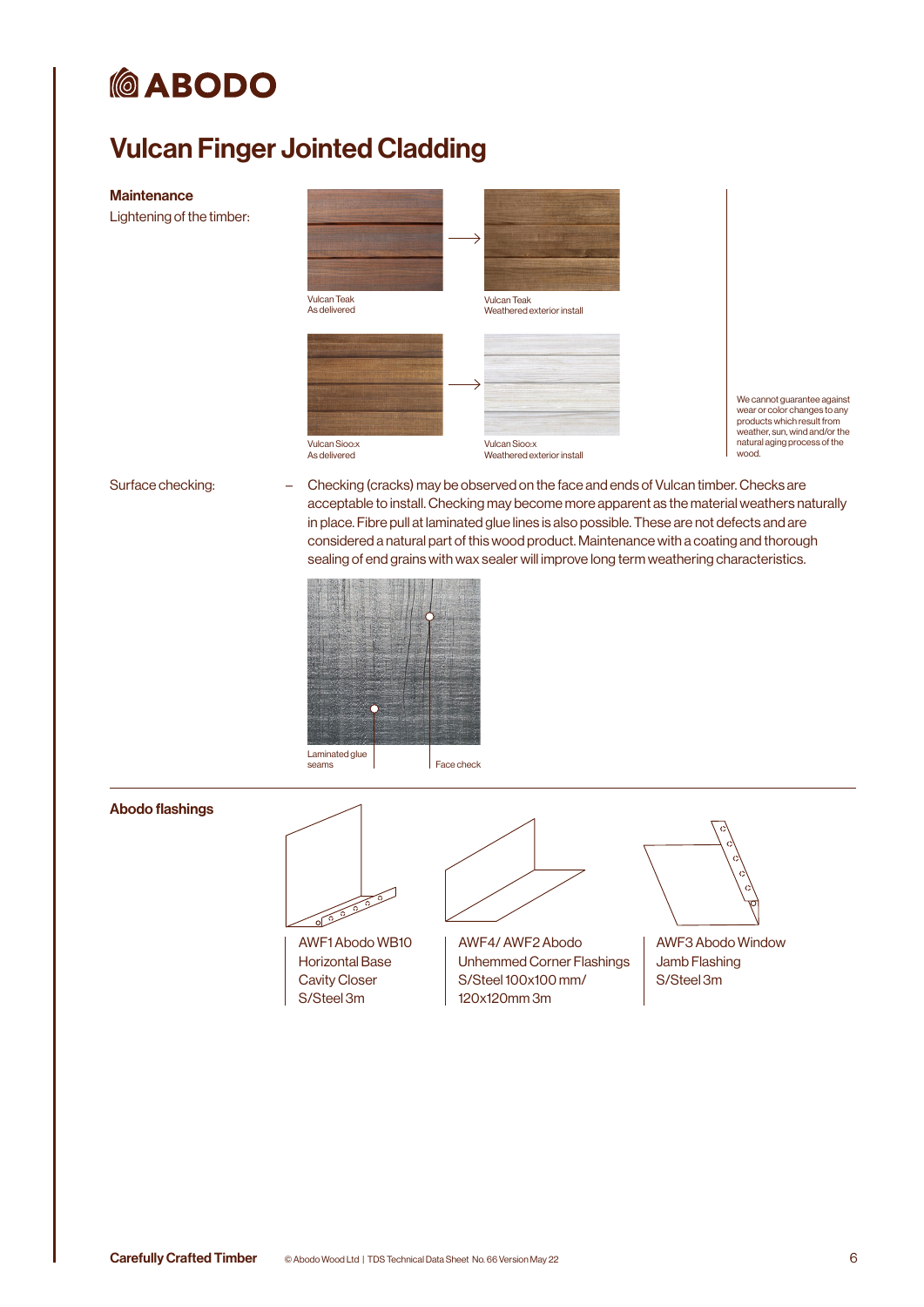# Vulcan Finger Jointed Cladding

**Maintenance**

Lightening of the timber:

Vulcan Teak
As delivered

Vulcan Teak
Weathered exterior install

Vulcan Sioo:x
As delivered

Vulcan Sioo:x
Weathered exterior install

We cannot guarantee against wear or color changes to any products which result from weather, sun, wind and/or the natural aging process of the wood.

Surface checking:

– Checking (cracks) may be observed on the face and ends of Vulcan timber. Checks are acceptable to install. Checking may become more apparent as the material weathers naturally in place. Fibre pull at laminated glue lines is also possible. These are not defects and are considered a natural part of this wood product. Maintenance with a coating and thorough sealing of end grains with wax sealer will improve long term weathering characteristics.

Laminated glue seams

Face check

**Abodo flashings**

AWF1 Abodo WB10 Horizontal Base Cavity Closer S/Steel 3m

AWF4/ AWF2 Abodo Unhemmed Corner Flashings S/Steel 100x100 mm/ 120x120mm 3m

AWF3 Abodo Window Jamb Flashing S/Steel 3m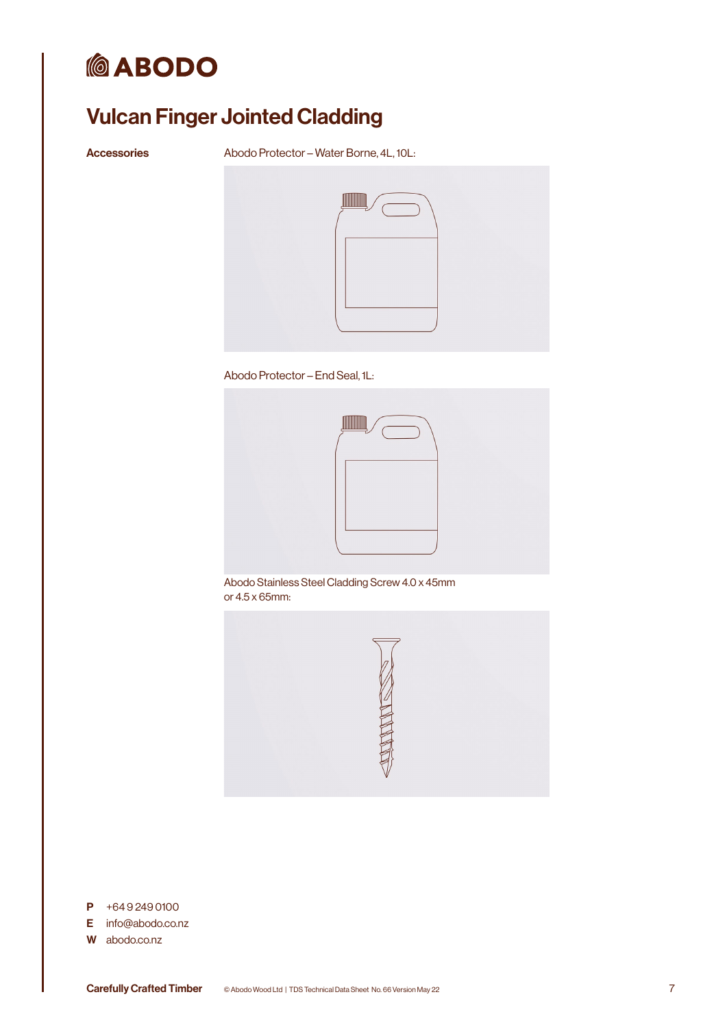ABODO

# Vulcan Finger Jointed Cladding

**Accessories**

Abodo Protector – Water Borne, 4L, 10L:

Abodo Protector – End Seal, 1L:

Abodo Stainless Steel Cladding Screw 4.0 x 45mm or 4.5 x 65mm:

**P** +64 9 249 0100
**E** info@abodo.co.nz
**W** abodo.co.nz

**Carefully Crafted Timber**